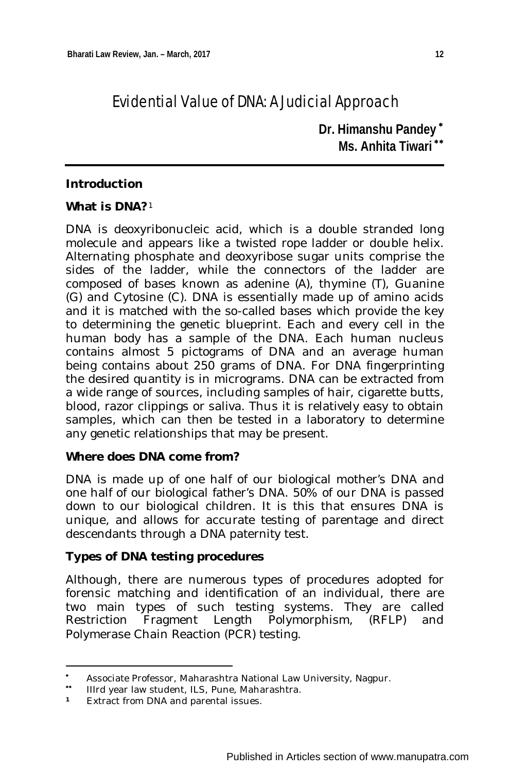# Evidential Value of DNA: A Judicial Approach

**Dr. Himanshu Pandey** [*]
**Ms. Anhita Tiwari** [**]

## Introduction

### What is DNA?[1]

DNA is deoxyribonucleic acid, which is a double stranded long molecule and appears like a twisted rope ladder or double helix. Alternating phosphate and deoxyribose sugar units comprise the sides of the ladder, while the connectors of the ladder are composed of bases known as adenine (A), thymine (T), Guanine (G) and Cytosine (C). DNA is essentially made up of amino acids and it is matched with the so-called bases which provide the key to determining the genetic blueprint. Each and every cell in the human body has a sample of the DNA. Each human nucleus contains almost 5 pictograms of DNA and an average human being contains about 250 grams of DNA. For DNA fingerprinting the desired quantity is in micrograms. DNA can be extracted from a wide range of sources, including samples of hair, cigarette butts, blood, razor clippings or saliva. Thus it is relatively easy to obtain samples, which can then be tested in a laboratory to determine any genetic relationships that may be present.

### Where does DNA come from?

DNA is made up of one half of our biological mother's DNA and one half of our biological father's DNA. 50% of our DNA is passed down to our biological children. It is this that ensures DNA is unique, and allows for accurate testing of parentage and direct descendants through a DNA paternity test.

### Types of DNA testing procedures

Although, there are numerous types of procedures adopted for forensic matching and identification of an individual, there are two main types of such testing systems. They are called Restriction Fragment Length Polymorphism, (RFLP) and Polymerase Chain Reaction (PCR) testing.

---

[*] Associate Professor, Maharashtra National Law University, Nagpur.

[**] IIIrd year law student, ILS, Pune, Maharashtra.

[1] Extract from DNA and parental issues.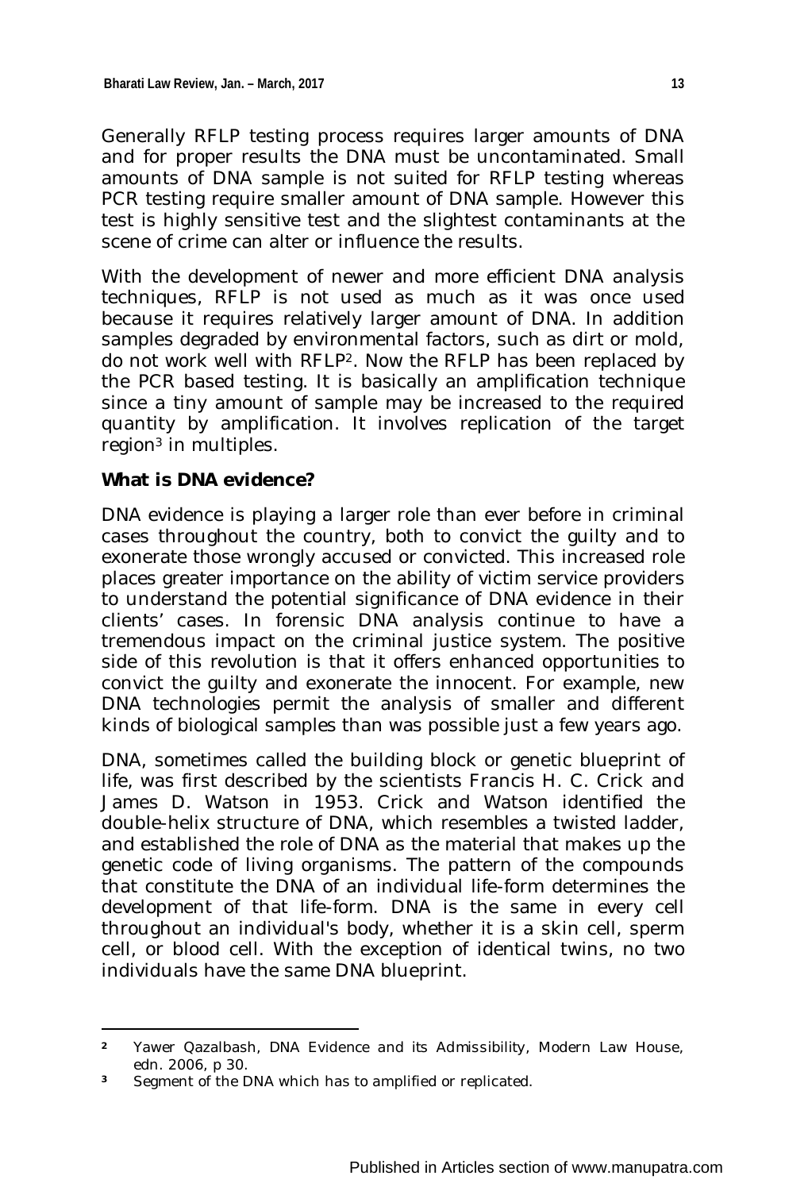Generally RFLP testing process requires larger amounts of DNA and for proper results the DNA must be uncontaminated. Small amounts of DNA sample is not suited for RFLP testing whereas PCR testing require smaller amount of DNA sample. However this test is highly sensitive test and the slightest contaminants at the scene of crime can alter or influence the results.

With the development of newer and more efficient DNA analysis techniques, RFLP is not used as much as it was once used because it requires relatively larger amount of DNA. In addition samples degraded by environmental factors, such as dirt or mold, do not work well with RFLP[2]. Now the RFLP has been replaced by the PCR based testing. It is basically an amplification technique since a tiny amount of sample may be increased to the required quantity by amplification. It involves replication of the target region[3] in multiples.

**What is DNA evidence?**

DNA evidence is playing a larger role than ever before in criminal cases throughout the country, both to convict the guilty and to exonerate those wrongly accused or convicted. This increased role places greater importance on the ability of victim service providers to understand the potential significance of DNA evidence in their clients' cases. In forensic DNA analysis continue to have a tremendous impact on the criminal justice system. The positive side of this revolution is that it offers enhanced opportunities to convict the guilty and exonerate the innocent. For example, new DNA technologies permit the analysis of smaller and different kinds of biological samples than was possible just a few years ago.

DNA, sometimes called the building block or genetic blueprint of life, was first described by the scientists Francis H. C. Crick and James D. Watson in 1953. Crick and Watson identified the double-helix structure of DNA, which resembles a twisted ladder, and established the role of DNA as the material that makes up the genetic code of living organisms. The pattern of the compounds that constitute the DNA of an individual life-form determines the development of that life-form. DNA is the same in every cell throughout an individual's body, whether it is a skin cell, sperm cell, or blood cell. With the exception of identical twins, no two individuals have the same DNA blueprint.

---

[2] Yawer Qazalbash, DNA Evidence and its Admissibility, Modern Law House, edn. 2006, p 30.

[3] Segment of the DNA which has to amplified or replicated.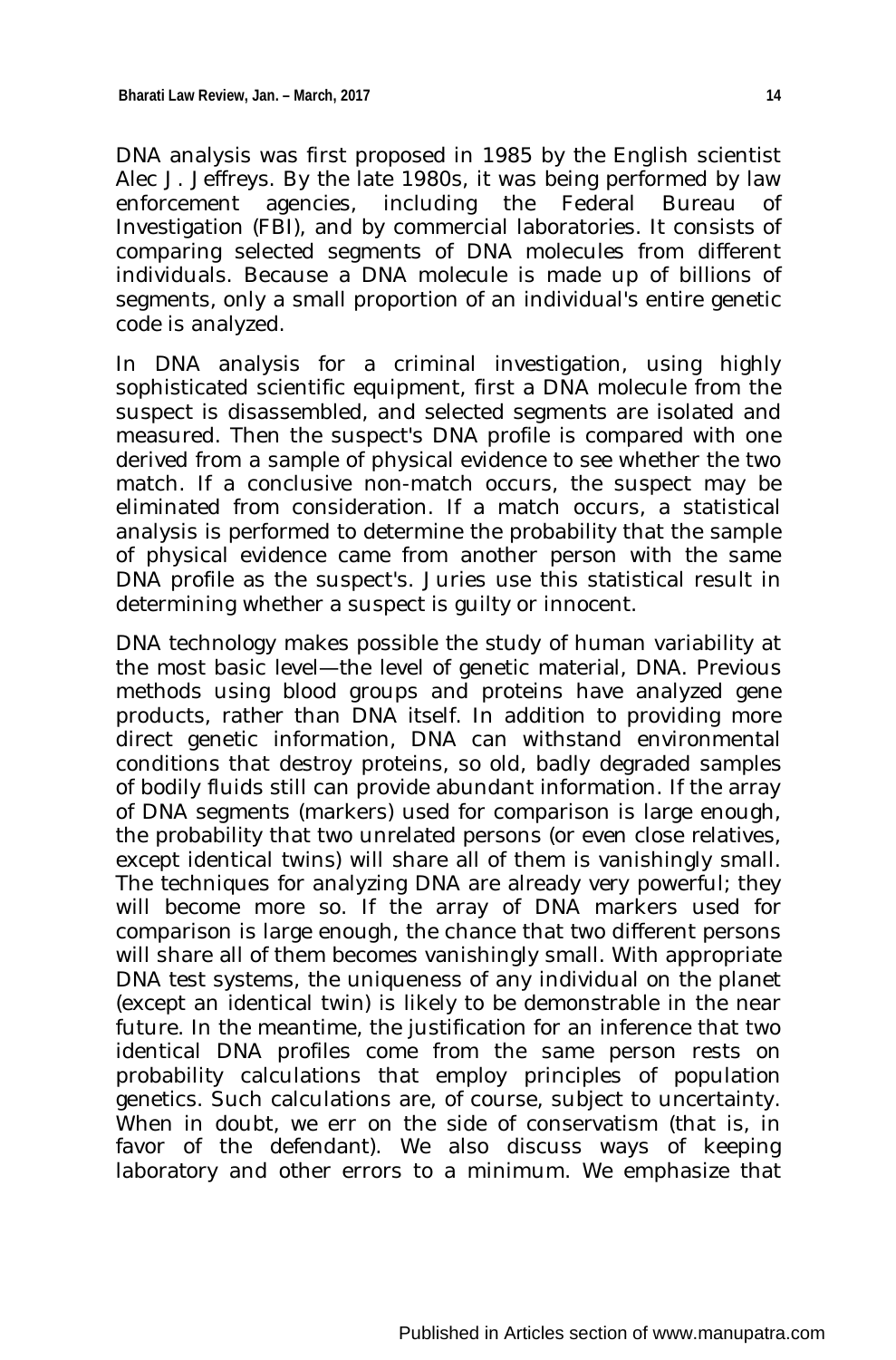DNA analysis was first proposed in 1985 by the English scientist Alec J. Jeffreys. By the late 1980s, it was being performed by law enforcement agencies, including the Federal Bureau of Investigation (FBI), and by commercial laboratories. It consists of comparing selected segments of DNA molecules from different individuals. Because a DNA molecule is made up of billions of segments, only a small proportion of an individual's entire genetic code is analyzed.

In DNA analysis for a criminal investigation, using highly sophisticated scientific equipment, first a DNA molecule from the suspect is disassembled, and selected segments are isolated and measured. Then the suspect's DNA profile is compared with one derived from a sample of physical evidence to see whether the two match. If a conclusive non-match occurs, the suspect may be eliminated from consideration. If a match occurs, a statistical analysis is performed to determine the probability that the sample of physical evidence came from another person with the same DNA profile as the suspect's. Juries use this statistical result in determining whether a suspect is guilty or innocent.

DNA technology makes possible the study of human variability at the most basic level—the level of genetic material, DNA. Previous methods using blood groups and proteins have analyzed gene products, rather than DNA itself. In addition to providing more direct genetic information, DNA can withstand environmental conditions that destroy proteins, so old, badly degraded samples of bodily fluids still can provide abundant information. If the array of DNA segments (markers) used for comparison is large enough, the probability that two unrelated persons (or even close relatives, except identical twins) will share all of them is vanishingly small. The techniques for analyzing DNA are already very powerful; they will become more so. If the array of DNA markers used for comparison is large enough, the chance that two different persons will share all of them becomes vanishingly small. With appropriate DNA test systems, the uniqueness of any individual on the planet (except an identical twin) is likely to be demonstrable in the near future. In the meantime, the justification for an inference that two identical DNA profiles come from the same person rests on probability calculations that employ principles of population genetics. Such calculations are, of course, subject to uncertainty. When in doubt, we err on the side of conservatism (that is, in favor of the defendant). We also discuss ways of keeping laboratory and other errors to a minimum. We emphasize that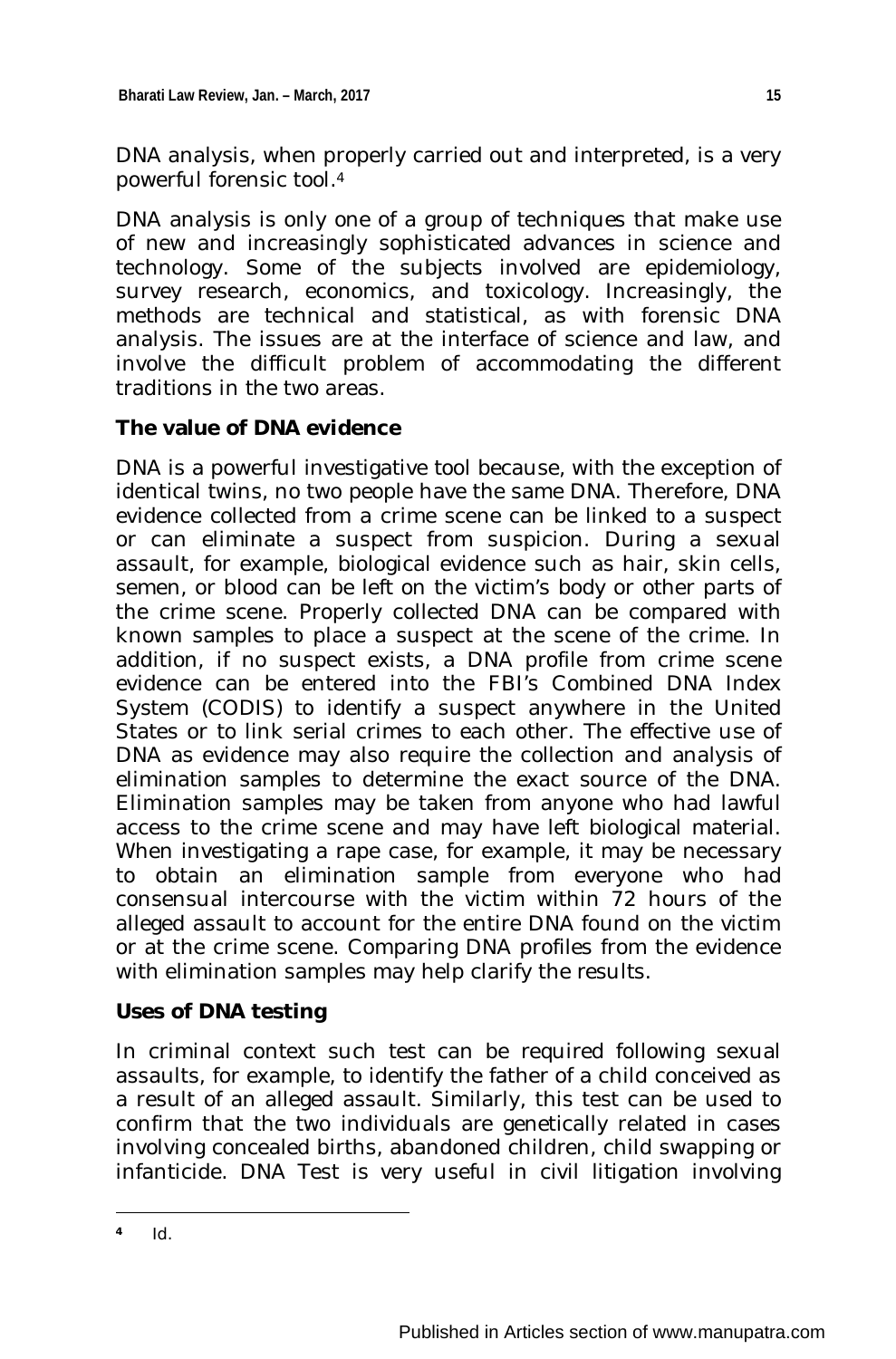DNA analysis, when properly carried out and interpreted, is a very powerful forensic tool.[4]

DNA analysis is only one of a group of techniques that make use of new and increasingly sophisticated advances in science and technology. Some of the subjects involved are epidemiology, survey research, economics, and toxicology. Increasingly, the methods are technical and statistical, as with forensic DNA analysis. The issues are at the interface of science and law, and involve the difficult problem of accommodating the different traditions in the two areas.

**The value of DNA evidence**

DNA is a powerful investigative tool because, with the exception of identical twins, no two people have the same DNA. Therefore, DNA evidence collected from a crime scene can be linked to a suspect or can eliminate a suspect from suspicion. During a sexual assault, for example, biological evidence such as hair, skin cells, semen, or blood can be left on the victim's body or other parts of the crime scene. Properly collected DNA can be compared with known samples to place a suspect at the scene of the crime. In addition, if no suspect exists, a DNA profile from crime scene evidence can be entered into the FBI's Combined DNA Index System (CODIS) to identify a suspect anywhere in the United States or to link serial crimes to each other. The effective use of DNA as evidence may also require the collection and analysis of elimination samples to determine the exact source of the DNA. Elimination samples may be taken from anyone who had lawful access to the crime scene and may have left biological material. When investigating a rape case, for example, it may be necessary to obtain an elimination sample from everyone who had consensual intercourse with the victim within 72 hours of the alleged assault to account for the entire DNA found on the victim or at the crime scene. Comparing DNA profiles from the evidence with elimination samples may help clarify the results.

**Uses of DNA testing**

In criminal context such test can be required following sexual assaults, for example, to identify the father of a child conceived as a result of an alleged assault. Similarly, this test can be used to confirm that the two individuals are genetically related in cases involving concealed births, abandoned children, child swapping or infanticide. DNA Test is very useful in civil litigation involving

---

[4] Id.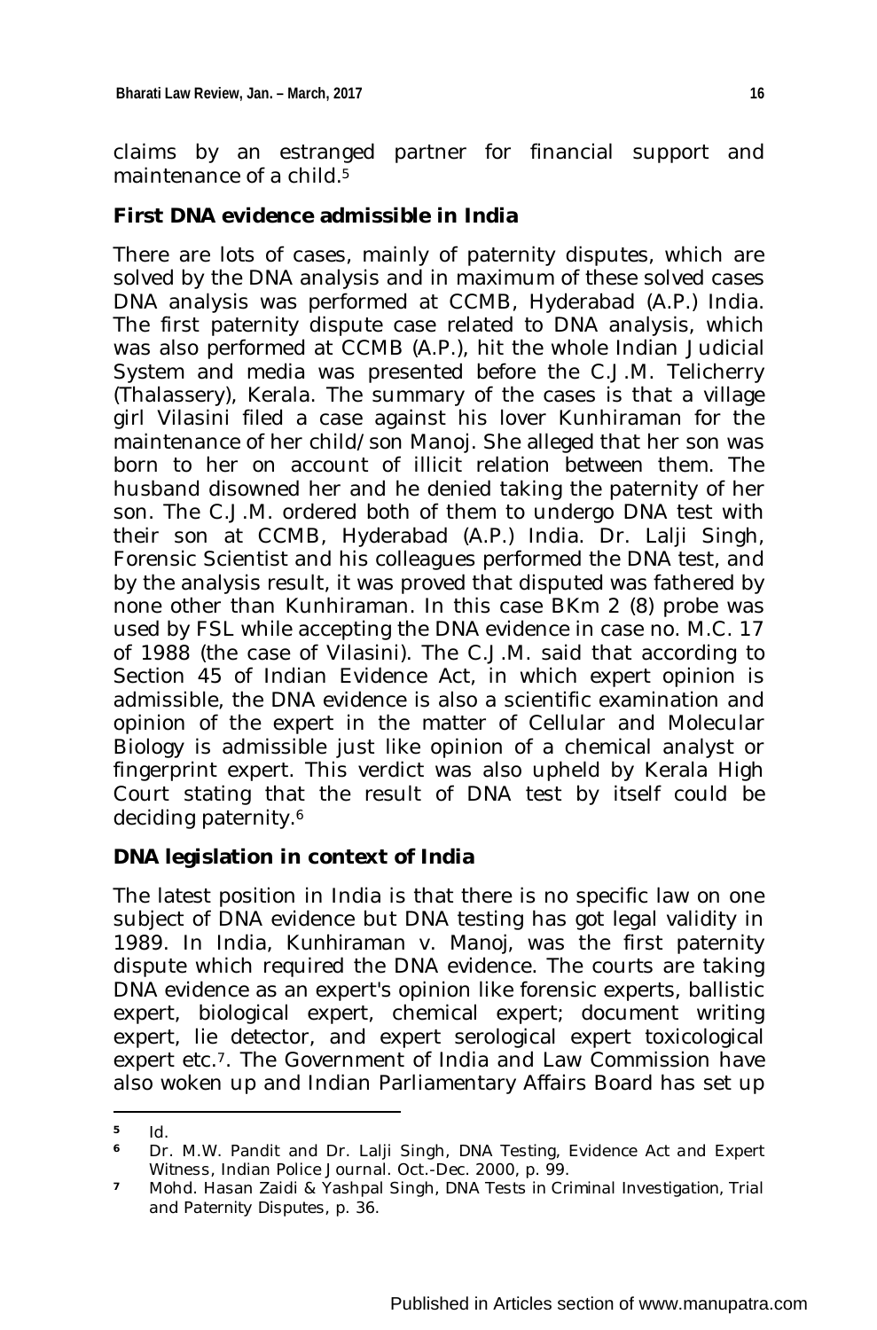claims by an estranged partner for financial support and maintenance of a child.[5]

**First DNA evidence admissible in India**

There are lots of cases, mainly of paternity disputes, which are solved by the DNA analysis and in maximum of these solved cases DNA analysis was performed at CCMB, Hyderabad (A.P.) India. The first paternity dispute case related to DNA analysis, which was also performed at CCMB (A.P.), hit the whole Indian Judicial System and media was presented before the C.J.M. Telicherry (Thalassery), Kerala. The summary of the cases is that a village girl Vilasini filed a case against his lover Kunhiraman for the maintenance of her child/son Manoj. She alleged that her son was born to her on account of illicit relation between them. The husband disowned her and he denied taking the paternity of her son. The C.J.M. ordered both of them to undergo DNA test with their son at CCMB, Hyderabad (A.P.) India. Dr. Lalji Singh, Forensic Scientist and his colleagues performed the DNA test, and by the analysis result, it was proved that disputed was fathered by none other than Kunhiraman. In this case BKm 2 (8) probe was used by FSL while accepting the DNA evidence in case no. M.C. 17 of 1988 (the case of Vilasini). The C.J.M. said that according to Section 45 of Indian Evidence Act, in which expert opinion is admissible, the DNA evidence is also a scientific examination and opinion of the expert in the matter of Cellular and Molecular Biology is admissible just like opinion of a chemical analyst or fingerprint expert. This verdict was also upheld by Kerala High Court stating that the result of DNA test by itself could be deciding paternity.[6]

**DNA legislation in context of India**

The latest position in India is that there is no specific law on one subject of DNA evidence but DNA testing has got legal validity in 1989. In India, Kunhiraman v. Manoj, was the first paternity dispute which required the DNA evidence. The courts are taking DNA evidence as an expert's opinion like forensic experts, ballistic expert, biological expert, chemical expert; document writing expert, lie detector, and expert serological expert toxicological expert etc.[7]. The Government of India and Law Commission have also woken up and Indian Parliamentary Affairs Board has set up

---

[5] Id.

[6] Dr. M.W. Pandit and Dr. Lalji Singh, DNA Testing, Evidence Act and Expert Witness, Indian Police Journal. Oct.-Dec. 2000, p. 99.

[7] Mohd. Hasan Zaidi & Yashpal Singh, DNA Tests in Criminal Investigation, Trial and Paternity Disputes, p. 36.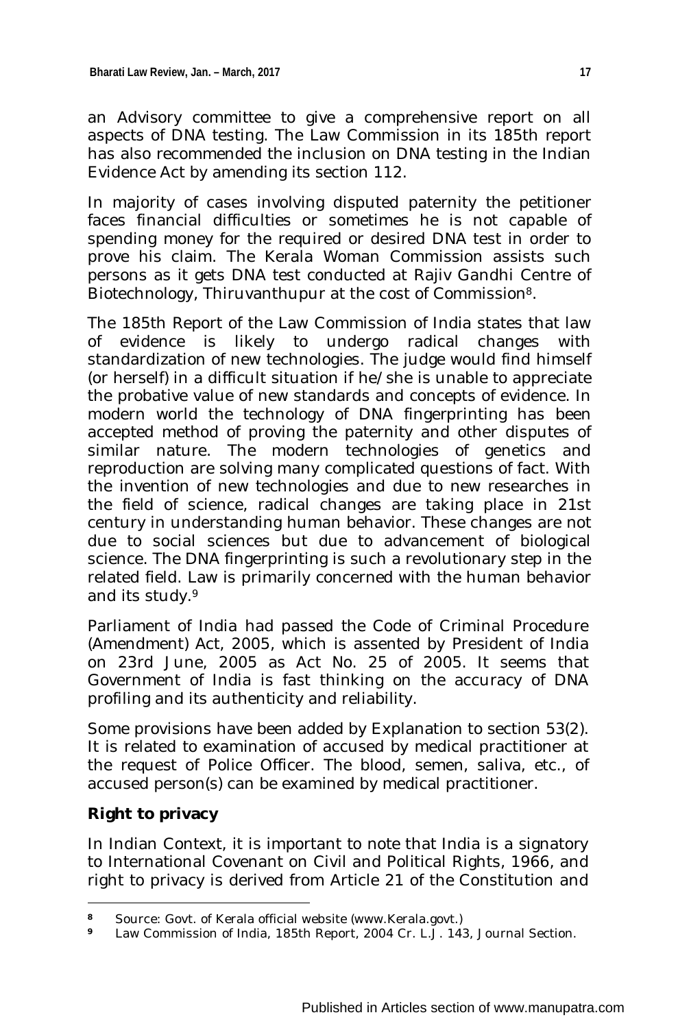an Advisory committee to give a comprehensive report on all aspects of DNA testing. The Law Commission in its 185th report has also recommended the inclusion on DNA testing in the Indian Evidence Act by amending its section 112.

In majority of cases involving disputed paternity the petitioner faces financial difficulties or sometimes he is not capable of spending money for the required or desired DNA test in order to prove his claim. The Kerala Woman Commission assists such persons as it gets DNA test conducted at Rajiv Gandhi Centre of Biotechnology, Thiruvanthupur at the cost of Commission[8].

The 185th Report of the Law Commission of India states that law of evidence is likely to undergo radical changes with standardization of new technologies. The judge would find himself (or herself) in a difficult situation if he/she is unable to appreciate the probative value of new standards and concepts of evidence. In modern world the technology of DNA fingerprinting has been accepted method of proving the paternity and other disputes of similar nature. The modern technologies of genetics and reproduction are solving many complicated questions of fact. With the invention of new technologies and due to new researches in the field of science, radical changes are taking place in 21st century in understanding human behavior. These changes are not due to social sciences but due to advancement of biological science. The DNA fingerprinting is such a revolutionary step in the related field. Law is primarily concerned with the human behavior and its study.[9]

Parliament of India had passed the Code of Criminal Procedure (Amendment) Act, 2005, which is assented by President of India on 23rd June, 2005 as Act No. 25 of 2005. It seems that Government of India is fast thinking on the accuracy of DNA profiling and its authenticity and reliability.

Some provisions have been added by Explanation to section 53(2). It is related to examination of accused by medical practitioner at the request of Police Officer. The blood, semen, saliva, etc., of accused person(s) can be examined by medical practitioner.

**Right to privacy**

In Indian Context, it is important to note that India is a signatory to International Covenant on Civil and Political Rights, 1966, and right to privacy is derived from Article 21 of the Constitution and

---

[8] Source: Govt. of Kerala official website (www.Kerala.govt.)

[9] Law Commission of India, 185th Report, 2004 Cr. L.J. 143, Journal Section.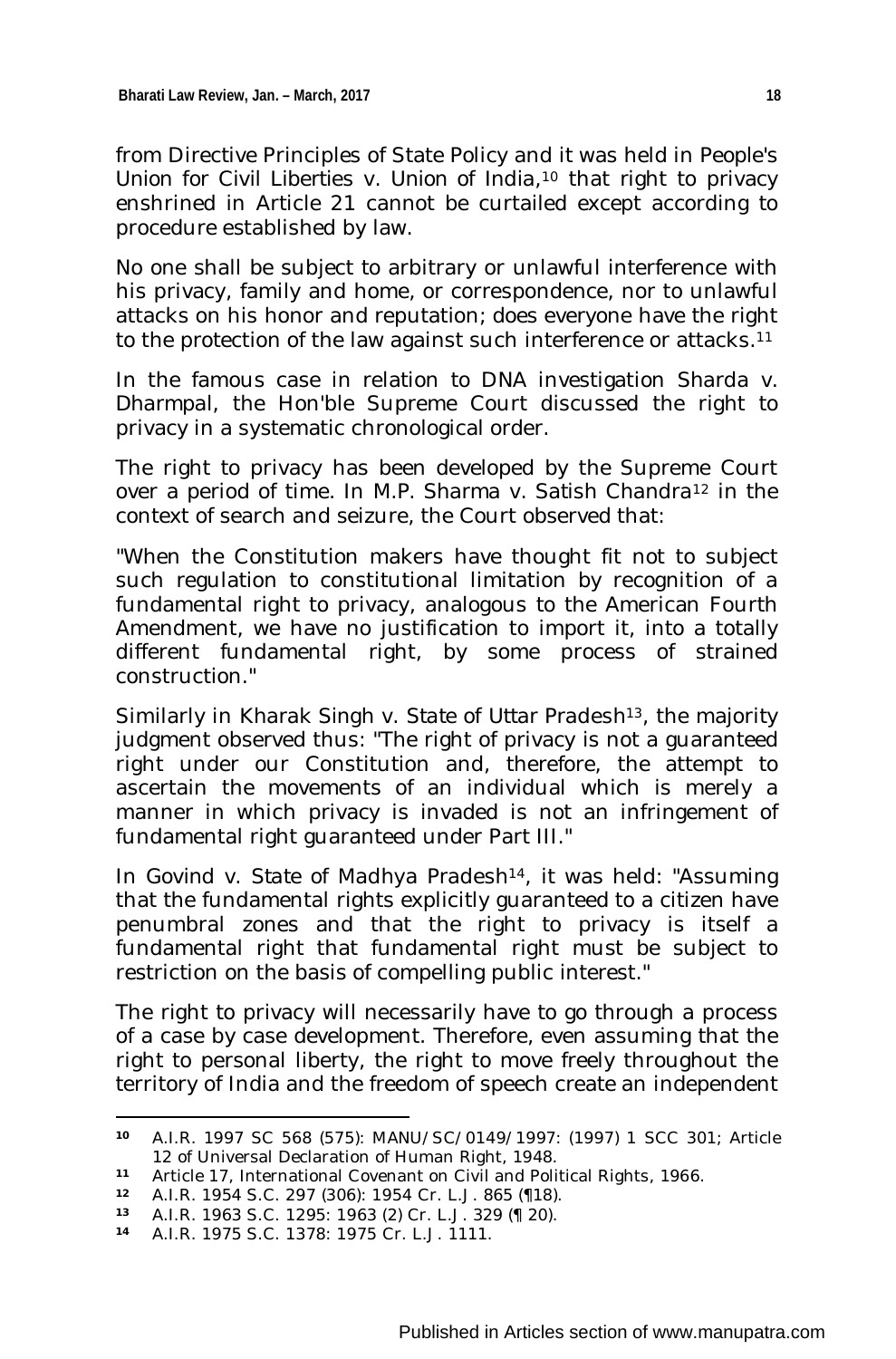from Directive Principles of State Policy and it was held in People's Union for Civil Liberties v. Union of India,[10] that right to privacy enshrined in Article 21 cannot be curtailed except according to procedure established by law.

No one shall be subject to arbitrary or unlawful interference with his privacy, family and home, or correspondence, nor to unlawful attacks on his honor and reputation; does everyone have the right to the protection of the law against such interference or attacks.[11]

In the famous case in relation to DNA investigation Sharda v. Dharmpal, the Hon'ble Supreme Court discussed the right to privacy in a systematic chronological order.

The right to privacy has been developed by the Supreme Court over a period of time. In M.P. Sharma v. Satish Chandra[12] in the context of search and seizure, the Court observed that:

"When the Constitution makers have thought fit not to subject such regulation to constitutional limitation by recognition of a fundamental right to privacy, analogous to the American Fourth Amendment, we have no justification to import it, into a totally different fundamental right, by some process of strained construction."

Similarly in Kharak Singh v. State of Uttar Pradesh[13], the majority judgment observed thus: "The right of privacy is not a guaranteed right under our Constitution and, therefore, the attempt to ascertain the movements of an individual which is merely a manner in which privacy is invaded is not an infringement of fundamental right guaranteed under Part III."

In Govind v. State of Madhya Pradesh[14], it was held: "Assuming that the fundamental rights explicitly guaranteed to a citizen have penumbral zones and that the right to privacy is itself a fundamental right that fundamental right must be subject to restriction on the basis of compelling public interest."

The right to privacy will necessarily have to go through a process of a case by case development. Therefore, even assuming that the right to personal liberty, the right to move freely throughout the territory of India and the freedom of speech create an independent

---

[10] A.I.R. 1997 SC 568 (575): MANU/SC/0149/1997: (1997) 1 SCC 301; Article 12 of Universal Declaration of Human Right, 1948.

[11] Article 17, International Covenant on Civil and Political Rights, 1966.

[12] A.I.R. 1954 S.C. 297 (306): 1954 Cr. L.J. 865 (¶18).

[13] A.I.R. 1963 S.C. 1295: 1963 (2) Cr. L.J. 329 (¶ 20).

[14] A.I.R. 1975 S.C. 1378: 1975 Cr. L.J. 1111.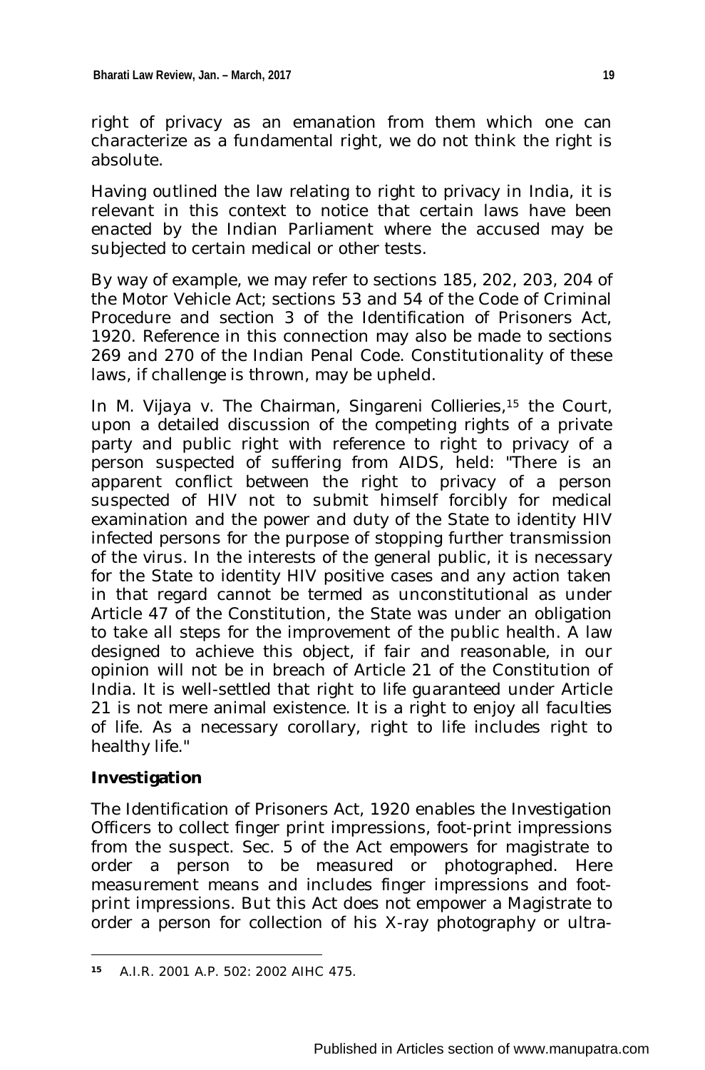right of privacy as an emanation from them which one can characterize as a fundamental right, we do not think the right is absolute.

Having outlined the law relating to right to privacy in India, it is relevant in this context to notice that certain laws have been enacted by the Indian Parliament where the accused may be subjected to certain medical or other tests.

By way of example, we may refer to sections 185, 202, 203, 204 of the Motor Vehicle Act; sections 53 and 54 of the Code of Criminal Procedure and section 3 of the Identification of Prisoners Act, 1920. Reference in this connection may also be made to sections 269 and 270 of the Indian Penal Code. Constitutionality of these laws, if challenge is thrown, may be upheld.

In M. Vijaya v. The Chairman, Singareni Collieries,[15] the Court, upon a detailed discussion of the competing rights of a private party and public right with reference to right to privacy of a person suspected of suffering from AIDS, held: "There is an apparent conflict between the right to privacy of a person suspected of HIV not to submit himself forcibly for medical examination and the power and duty of the State to identity HIV infected persons for the purpose of stopping further transmission of the virus. In the interests of the general public, it is necessary for the State to identity HIV positive cases and any action taken in that regard cannot be termed as unconstitutional as under Article 47 of the Constitution, the State was under an obligation to take all steps for the improvement of the public health. A law designed to achieve this object, if fair and reasonable, in our opinion will not be in breach of Article 21 of the Constitution of India. It is well-settled that right to life guaranteed under Article 21 is not mere animal existence. It is a right to enjoy all faculties of life. As a necessary corollary, right to life includes right to healthy life."

**Investigation**

The Identification of Prisoners Act, 1920 enables the Investigation Officers to collect finger print impressions, foot-print impressions from the suspect. Sec. 5 of the Act empowers for magistrate to order a person to be measured or photographed. Here measurement means and includes finger impressions and foot-print impressions. But this Act does not empower a Magistrate to order a person for collection of his X-ray photography or ultra-

[15] A.I.R. 2001 A.P. 502: 2002 AIHC 475.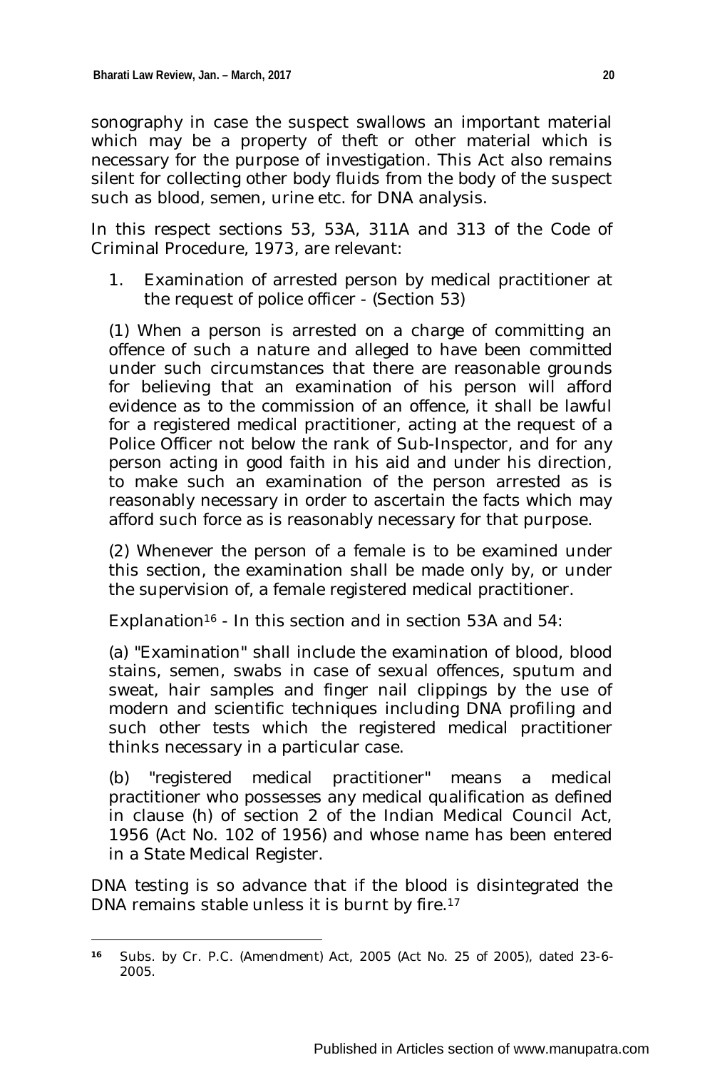sonography in case the suspect swallows an important material which may be a property of theft or other material which is necessary for the purpose of investigation. This Act also remains silent for collecting other body fluids from the body of the suspect such as blood, semen, urine etc. for DNA analysis.

In this respect sections 53, 53A, 311A and 313 of the Code of Criminal Procedure, 1973, are relevant:

1. Examination of arrested person by medical practitioner at the request of police officer - (Section 53)

(1) When a person is arrested on a charge of committing an offence of such a nature and alleged to have been committed under such circumstances that there are reasonable grounds for believing that an examination of his person will afford evidence as to the commission of an offence, it shall be lawful for a registered medical practitioner, acting at the request of a Police Officer not below the rank of Sub-Inspector, and for any person acting in good faith in his aid and under his direction, to make such an examination of the person arrested as is reasonably necessary in order to ascertain the facts which may afford such force as is reasonably necessary for that purpose.

(2) Whenever the person of a female is to be examined under this section, the examination shall be made only by, or under the supervision of, a female registered medical practitioner.

Explanation[16] - In this section and in section 53A and 54:

(a) "Examination" shall include the examination of blood, blood stains, semen, swabs in case of sexual offences, sputum and sweat, hair samples and finger nail clippings by the use of modern and scientific techniques including DNA profiling and such other tests which the registered medical practitioner thinks necessary in a particular case.

(b) "registered medical practitioner" means a medical practitioner who possesses any medical qualification as defined in clause (h) of section 2 of the Indian Medical Council Act, 1956 (Act No. 102 of 1956) and whose name has been entered in a State Medical Register.

DNA testing is so advance that if the blood is disintegrated the DNA remains stable unless it is burnt by fire.[17]

---

[16] Subs. by Cr. P.C. (Amendment) Act, 2005 (Act No. 25 of 2005), dated 23-6-2005.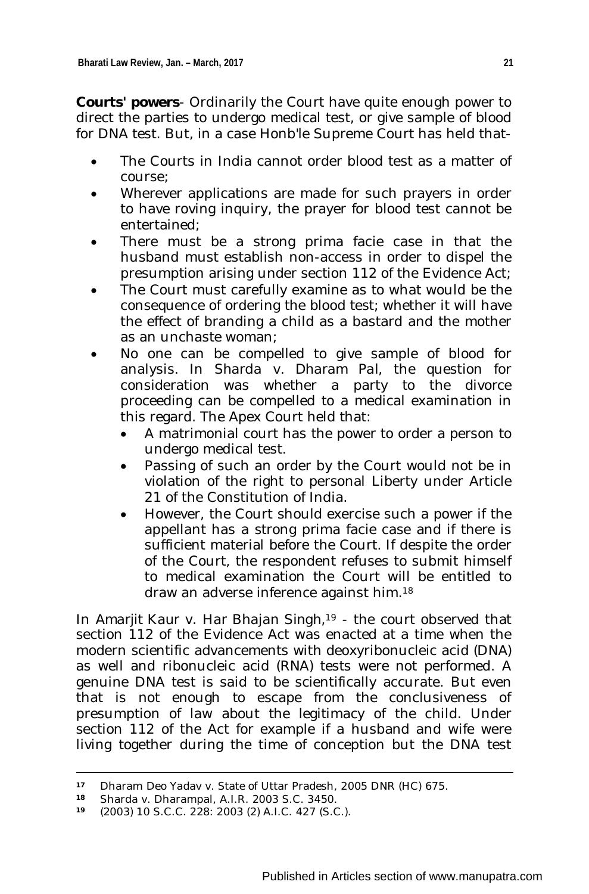**Courts' powers**- Ordinarily the Court have quite enough power to direct the parties to undergo medical test, or give sample of blood for DNA test. But, in a case Honb'le Supreme Court has held that-

- The Courts in India cannot order blood test as a matter of course;
- Wherever applications are made for such prayers in order to have roving inquiry, the prayer for blood test cannot be entertained;
- There must be a strong prima facie case in that the husband must establish non-access in order to dispel the presumption arising under section 112 of the Evidence Act;
- The Court must carefully examine as to what would be the consequence of ordering the blood test; whether it will have the effect of branding a child as a bastard and the mother as an unchaste woman;
- No one can be compelled to give sample of blood for analysis. In Sharda v. Dharam Pal, the question for consideration was whether a party to the divorce proceeding can be compelled to a medical examination in this regard. The Apex Court held that:
  - A matrimonial court has the power to order a person to undergo medical test.
  - Passing of such an order by the Court would not be in violation of the right to personal Liberty under Article 21 of the Constitution of India.
  - However, the Court should exercise such a power if the appellant has a strong prima facie case and if there is sufficient material before the Court. If despite the order of the Court, the respondent refuses to submit himself to medical examination the Court will be entitled to draw an adverse inference against him.[18]

In Amarjit Kaur v. Har Bhajan Singh,[19] - the court observed that section 112 of the Evidence Act was enacted at a time when the modern scientific advancements with deoxyribonucleic acid (DNA) as well and ribonucleic acid (RNA) tests were not performed. A genuine DNA test is said to be scientifically accurate. But even that is not enough to escape from the conclusiveness of presumption of law about the legitimacy of the child. Under section 112 of the Act for example if a husband and wife were living together during the time of conception but the DNA test

---

[17] Dharam Deo Yadav v. State of Uttar Pradesh, 2005 DNR (HC) 675.

[18] Sharda v. Dharampal, A.I.R. 2003 S.C. 3450.

[19] (2003) 10 S.C.C. 228: 2003 (2) A.I.C. 427 (S.C.).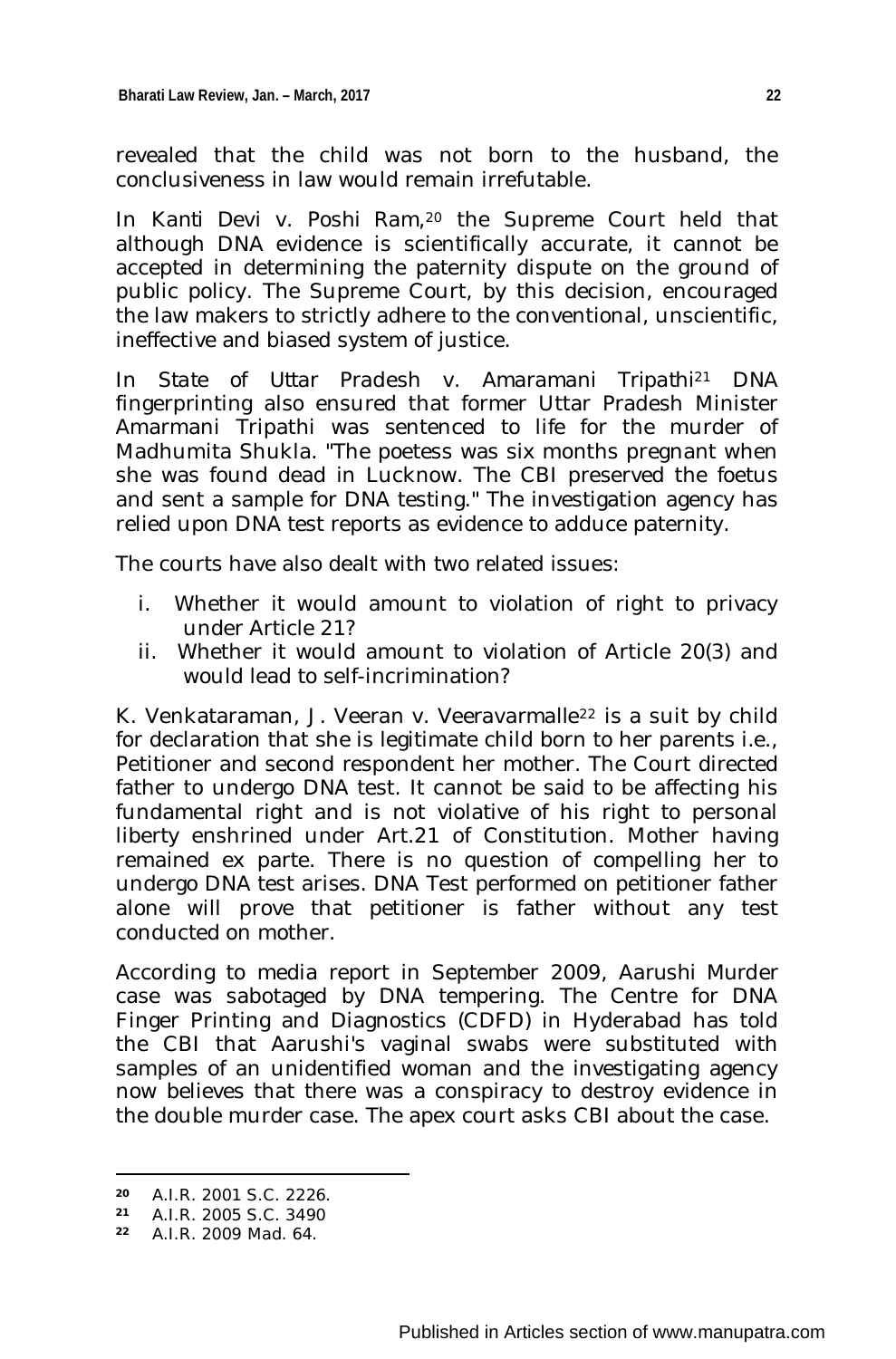revealed that the child was not born to the husband, the conclusiveness in law would remain irrefutable.

In Kanti Devi v. Poshi Ram,[20] the Supreme Court held that although DNA evidence is scientifically accurate, it cannot be accepted in determining the paternity dispute on the ground of public policy. The Supreme Court, by this decision, encouraged the law makers to strictly adhere to the conventional, unscientific, ineffective and biased system of justice.

In State of Uttar Pradesh v. Amaramani Tripathi[21] DNA fingerprinting also ensured that former Uttar Pradesh Minister Amarmani Tripathi was sentenced to life for the murder of Madhumita Shukla. "The poetess was six months pregnant when she was found dead in Lucknow. The CBI preserved the foetus and sent a sample for DNA testing." The investigation agency has relied upon DNA test reports as evidence to adduce paternity.

The courts have also dealt with two related issues:

i. Whether it would amount to violation of right to privacy under Article 21?
ii. Whether it would amount to violation of Article 20(3) and would lead to self-incrimination?

K. Venkataraman, J. Veeran v. Veeravarmalle[22] is a suit by child for declaration that she is legitimate child born to her parents i.e., Petitioner and second respondent her mother. The Court directed father to undergo DNA test. It cannot be said to be affecting his fundamental right and is not violative of his right to personal liberty enshrined under Art.21 of Constitution. Mother having remained ex parte. There is no question of compelling her to undergo DNA test arises. DNA Test performed on petitioner father alone will prove that petitioner is father without any test conducted on mother.

According to media report in September 2009, Aarushi Murder case was sabotaged by DNA tempering. The Centre for DNA Finger Printing and Diagnostics (CDFD) in Hyderabad has told the CBI that Aarushi's vaginal swabs were substituted with samples of an unidentified woman and the investigating agency now believes that there was a conspiracy to destroy evidence in the double murder case. The apex court asks CBI about the case.

---

[20] A.I.R. 2001 S.C. 2226.

[21] A.I.R. 2005 S.C. 3490

[22] A.I.R. 2009 Mad. 64.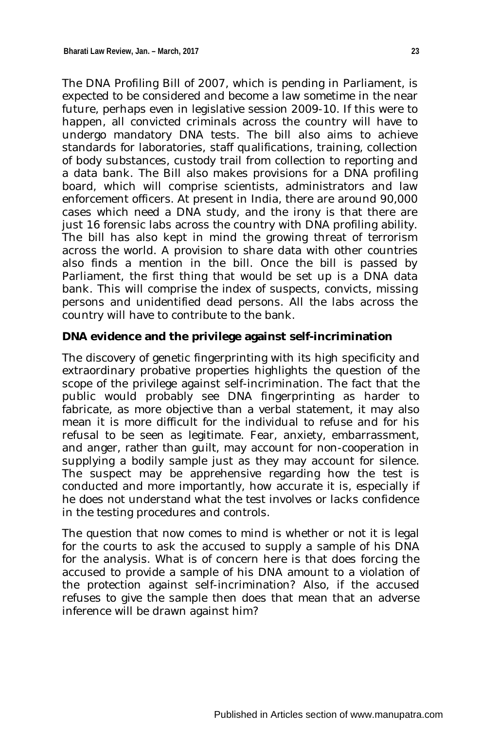The DNA Profiling Bill of 2007, which is pending in Parliament, is expected to be considered and become a law sometime in the near future, perhaps even in legislative session 2009-10. If this were to happen, all convicted criminals across the country will have to undergo mandatory DNA tests. The bill also aims to achieve standards for laboratories, staff qualifications, training, collection of body substances, custody trail from collection to reporting and a data bank. The Bill also makes provisions for a DNA profiling board, which will comprise scientists, administrators and law enforcement officers. At present in India, there are around 90,000 cases which need a DNA study, and the irony is that there are just 16 forensic labs across the country with DNA profiling ability. The bill has also kept in mind the growing threat of terrorism across the world. A provision to share data with other countries also finds a mention in the bill. Once the bill is passed by Parliament, the first thing that would be set up is a DNA data bank. This will comprise the index of suspects, convicts, missing persons and unidentified dead persons. All the labs across the country will have to contribute to the bank.

**DNA evidence and the privilege against self-incrimination**

The discovery of genetic fingerprinting with its high specificity and extraordinary probative properties highlights the question of the scope of the privilege against self-incrimination. The fact that the public would probably see DNA fingerprinting as harder to fabricate, as more objective than a verbal statement, it may also mean it is more difficult for the individual to refuse and for his refusal to be seen as legitimate. Fear, anxiety, embarrassment, and anger, rather than guilt, may account for non-cooperation in supplying a bodily sample just as they may account for silence. The suspect may be apprehensive regarding how the test is conducted and more importantly, how accurate it is, especially if he does not understand what the test involves or lacks confidence in the testing procedures and controls.

The question that now comes to mind is whether or not it is legal for the courts to ask the accused to supply a sample of his DNA for the analysis. What is of concern here is that does forcing the accused to provide a sample of his DNA amount to a violation of the protection against self-incrimination? Also, if the accused refuses to give the sample then does that mean that an adverse inference will be drawn against him?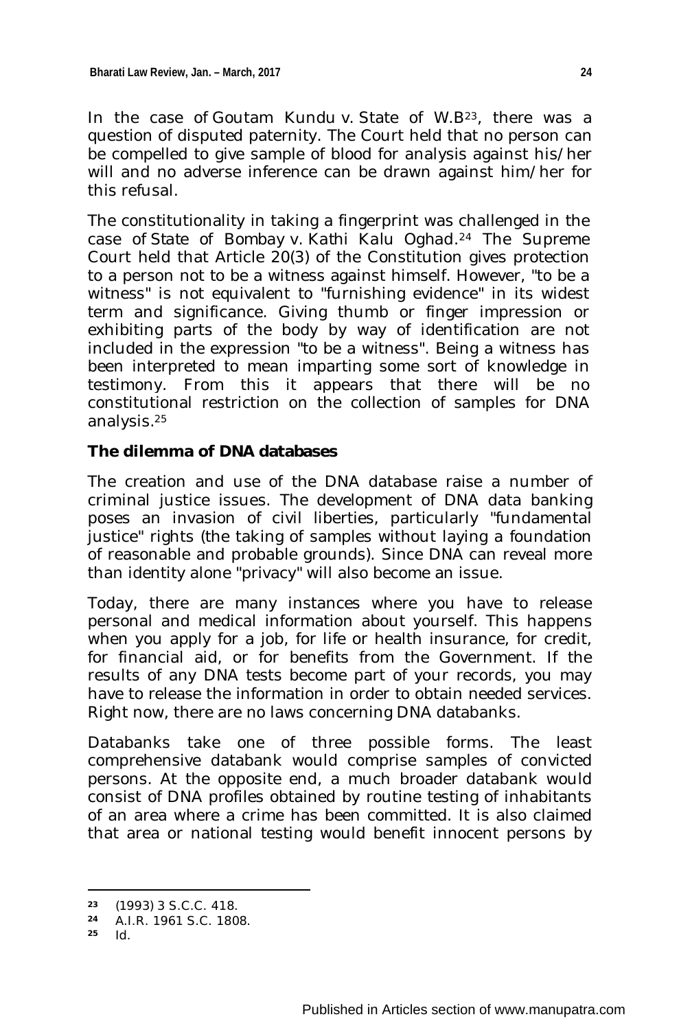In the case of *Goutam Kundu v. State of W.B*[23], there was a question of disputed paternity. The Court held that no person can be compelled to give sample of blood for analysis against his/her will and no adverse inference can be drawn against him/her for this refusal.

The constitutionality in taking a fingerprint was challenged in the case of *State of Bombay v. Kathi Kalu Oghad*.[24] The Supreme Court held that Article 20(3) of the Constitution gives protection to a person not to be a witness against himself. However, "to be a witness" is not equivalent to "furnishing evidence" in its widest term and significance. Giving thumb or finger impression or exhibiting parts of the body by way of identification are not included in the expression "to be a witness". Being a witness has been interpreted to mean imparting some sort of knowledge in testimony. From this it appears that there will be no constitutional restriction on the collection of samples for DNA analysis.[25]

**The dilemma of DNA databases**

The creation and use of the DNA database raise a number of criminal justice issues. The development of DNA data banking poses an invasion of civil liberties, particularly "fundamental justice" rights (the taking of samples without laying a foundation of reasonable and probable grounds). Since DNA can reveal more than identity alone "privacy" will also become an issue.

Today, there are many instances where you have to release personal and medical information about yourself. This happens when you apply for a job, for life or health insurance, for credit, for financial aid, or for benefits from the Government. If the results of any DNA tests become part of your records, you may have to release the information in order to obtain needed services. Right now, there are no laws concerning DNA databanks.

Databanks take one of three possible forms. The least comprehensive databank would comprise samples of convicted persons. At the opposite end, a much broader databank would consist of DNA profiles obtained by routine testing of inhabitants of an area where a crime has been committed. It is also claimed that area or national testing would benefit innocent persons by

---

[23] (1993) 3 S.C.C. 418.

[24] A.I.R. 1961 S.C. 1808.

[25] Id.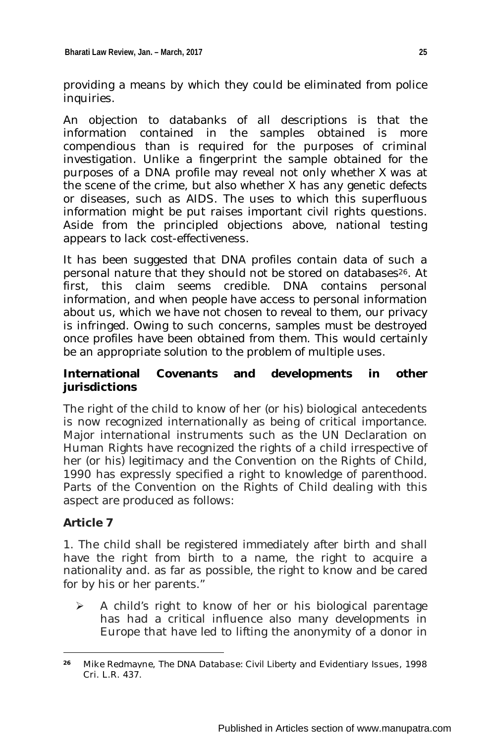providing a means by which they could be eliminated from police inquiries.

An objection to databanks of all descriptions is that the information contained in the samples obtained is more compendious than is required for the purposes of criminal investigation. Unlike a fingerprint the sample obtained for the purposes of a DNA profile may reveal not only whether X was at the scene of the crime, but also whether X has any genetic defects or diseases, such as AIDS. The uses to which this superfluous information might be put raises important civil rights questions. Aside from the principled objections above, national testing appears to lack cost-effectiveness.

It has been suggested that DNA profiles contain data of such a personal nature that they should not be stored on databases[26]. At first, this claim seems credible. DNA contains personal information, and when people have access to personal information about us, which we have not chosen to reveal to them, our privacy is infringed. Owing to such concerns, samples must be destroyed once profiles have been obtained from them. This would certainly be an appropriate solution to the problem of multiple uses.

**International Covenants and developments in other jurisdictions**

The right of the child to know of her (or his) biological antecedents is now recognized internationally as being of critical importance. Major international instruments such as the UN Declaration on Human Rights have recognized the rights of a child irrespective of her (or his) legitimacy and the Convention on the Rights of Child, 1990 has expressly specified a right to knowledge of parenthood. Parts of the Convention on the Rights of Child dealing with this aspect are produced as follows:

**Article 7**

1. The child shall be registered immediately after birth and shall have the right from birth to a name, the right to acquire a nationality and. as far as possible, the right to know and be cared for by his or her parents."

- A child's right to know of her or his biological parentage has had a critical influence also many developments in Europe that have led to lifting the anonymity of a donor in

---

[26] Mike Redmayne, The DNA Database: Civil Liberty and Evidentiary Issues, 1998 Cri. L.R. 437.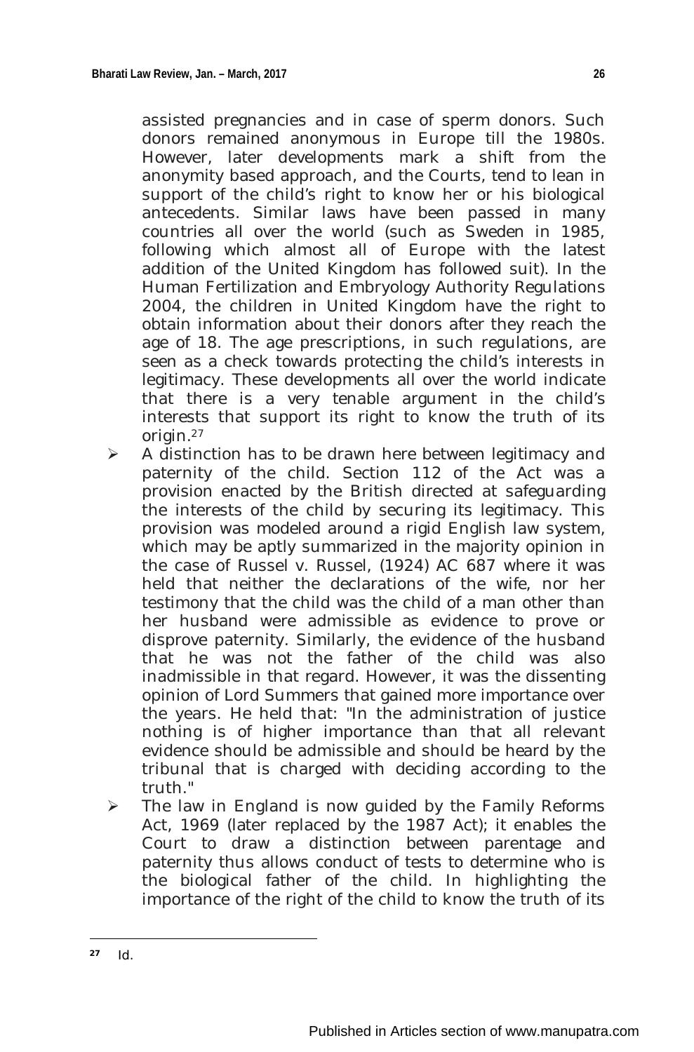assisted pregnancies and in case of sperm donors. Such donors remained anonymous in Europe till the 1980s. However, later developments mark a shift from the anonymity based approach, and the Courts, tend to lean in support of the child's right to know her or his biological antecedents. Similar laws have been passed in many countries all over the world (such as Sweden in 1985, following which almost all of Europe with the latest addition of the United Kingdom has followed suit). In the Human Fertilization and Embryology Authority Regulations 2004, the children in United Kingdom have the right to obtain information about their donors after they reach the age of 18. The age prescriptions, in such regulations, are seen as a check towards protecting the child's interests in legitimacy. These developments all over the world indicate that there is a very tenable argument in the child's interests that support its right to know the truth of its origin.[27]

- A distinction has to be drawn here between legitimacy and paternity of the child. Section 112 of the Act was a provision enacted by the British directed at safeguarding the interests of the child by securing its legitimacy. This provision was modeled around a rigid English law system, which may be aptly summarized in the majority opinion in the case of Russel v. Russel, (1924) AC 687 where it was held that neither the declarations of the wife, nor her testimony that the child was the child of a man other than her husband were admissible as evidence to prove or disprove paternity. Similarly, the evidence of the husband that he was not the father of the child was also inadmissible in that regard. However, it was the dissenting opinion of Lord Summers that gained more importance over the years. He held that: "In the administration of justice nothing is of higher importance than that all relevant evidence should be admissible and should be heard by the tribunal that is charged with deciding according to the truth."
- The law in England is now guided by the Family Reforms Act, 1969 (later replaced by the 1987 Act); it enables the Court to draw a distinction between parentage and paternity thus allows conduct of tests to determine who is the biological father of the child. In highlighting the importance of the right of the child to know the truth of its

---

[27] Id.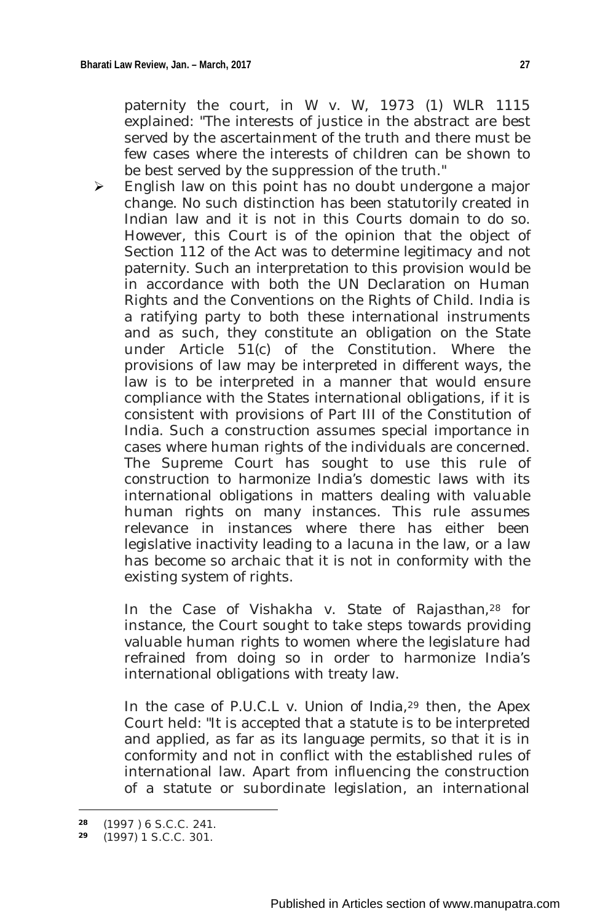paternity the court, in W v. W, 1973 (1) WLR 1115 explained: "The interests of justice in the abstract are best served by the ascertainment of the truth and there must be few cases where the interests of children can be shown to be best served by the suppression of the truth."

- English law on this point has no doubt undergone a major change. No such distinction has been statutorily created in Indian law and it is not in this Courts domain to do so. However, this Court is of the opinion that the object of Section 112 of the Act was to determine legitimacy and not paternity. Such an interpretation to this provision would be in accordance with both the UN Declaration on Human Rights and the Conventions on the Rights of Child. India is a ratifying party to both these international instruments and as such, they constitute an obligation on the State under Article 51(c) of the Constitution. Where the provisions of law may be interpreted in different ways, the law is to be interpreted in a manner that would ensure compliance with the States international obligations, if it is consistent with provisions of Part III of the Constitution of India. Such a construction assumes special importance in cases where human rights of the individuals are concerned. The Supreme Court has sought to use this rule of construction to harmonize India's domestic laws with its international obligations in matters dealing with valuable human rights on many instances. This rule assumes relevance in instances where there has either been legislative inactivity leading to a lacuna in the law, or a law has become so archaic that it is not in conformity with the existing system of rights.

  In the Case of Vishakha v. State of Rajasthan,[28] for instance, the Court sought to take steps towards providing valuable human rights to women where the legislature had refrained from doing so in order to harmonize India's international obligations with treaty law.

  In the case of P.U.C.L v. Union of India,[29] then, the Apex Court held: "It is accepted that a statute is to be interpreted and applied, as far as its language permits, so that it is in conformity and not in conflict with the established rules of international law. Apart from influencing the construction of a statute or subordinate legislation, an international

---

[28] (1997 ) 6 S.C.C. 241.

[29] (1997) 1 S.C.C. 301.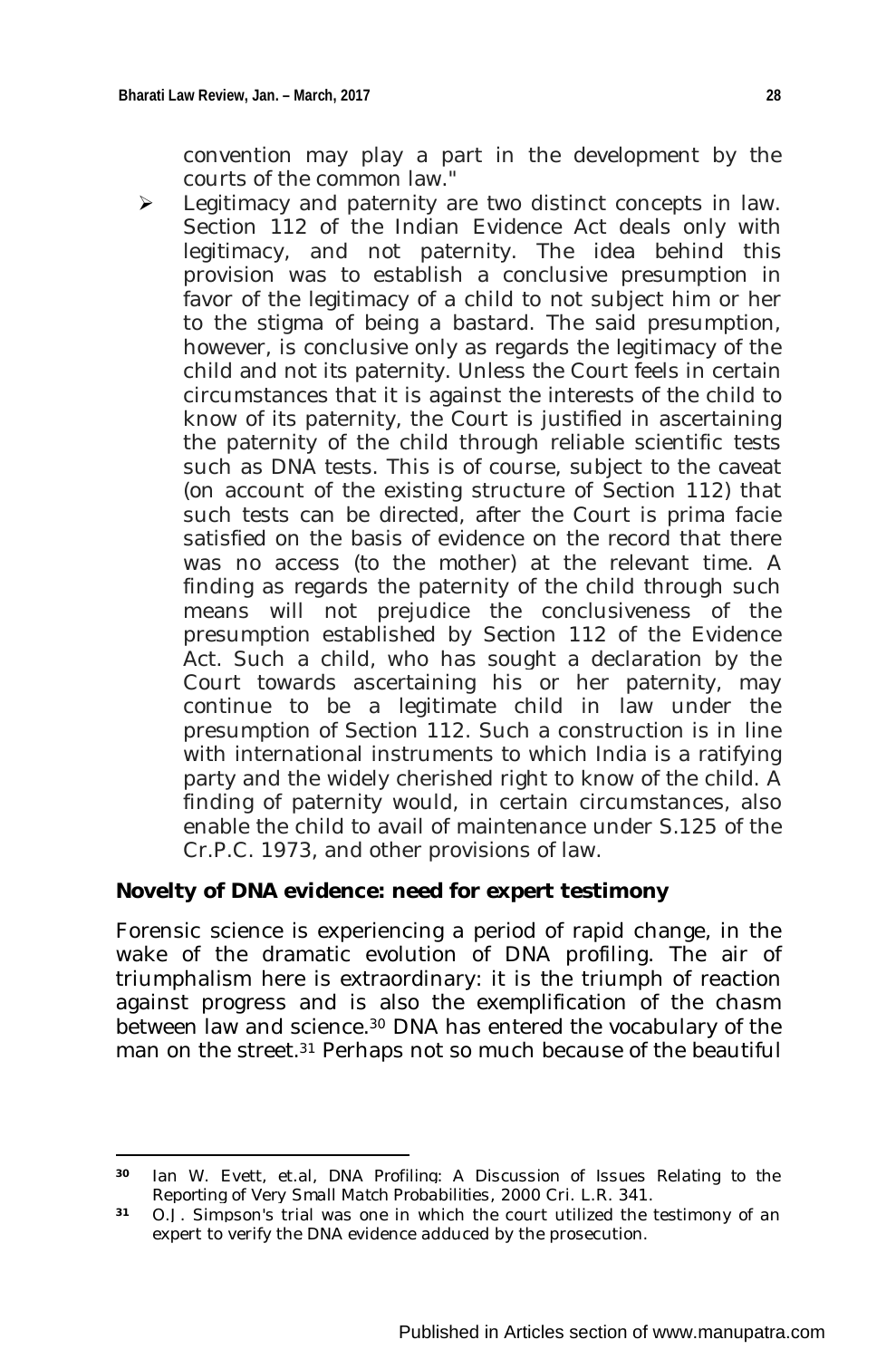convention may play a part in the development by the courts of the common law."

- Legitimacy and paternity are two distinct concepts in law. Section 112 of the Indian Evidence Act deals only with legitimacy, and not paternity. The idea behind this provision was to establish a conclusive presumption in favor of the legitimacy of a child to not subject him or her to the stigma of being a bastard. The said presumption, however, is conclusive only as regards the legitimacy of the child and not its paternity. Unless the Court feels in certain circumstances that it is against the interests of the child to know of its paternity, the Court is justified in ascertaining the paternity of the child through reliable scientific tests such as DNA tests. This is of course, subject to the caveat (on account of the existing structure of Section 112) that such tests can be directed, after the Court is prima facie satisfied on the basis of evidence on the record that there was no access (to the mother) at the relevant time. A finding as regards the paternity of the child through such means will not prejudice the conclusiveness of the presumption established by Section 112 of the Evidence Act. Such a child, who has sought a declaration by the Court towards ascertaining his or her paternity, may continue to be a legitimate child in law under the presumption of Section 112. Such a construction is in line with international instruments to which India is a ratifying party and the widely cherished right to know of the child. A finding of paternity would, in certain circumstances, also enable the child to avail of maintenance under S.125 of the Cr.P.C. 1973, and other provisions of law.

**Novelty of DNA evidence: need for expert testimony**

Forensic science is experiencing a period of rapid change, in the wake of the dramatic evolution of DNA profiling. The air of triumphalism here is extraordinary: it is the triumph of reaction against progress and is also the exemplification of the chasm between law and science.[30] DNA has entered the vocabulary of the man on the street.[31] Perhaps not so much because of the beautiful

---

[30] Ian W. Evett, et.al, *DNA Profiling: A Discussion of Issues Relating to the Reporting of Very Small Match Probabilities*, 2000 Cri. L.R. 341.

[31] O.J. Simpson's trial was one in which the court utilized the testimony of an expert to verify the DNA evidence adduced by the prosecution.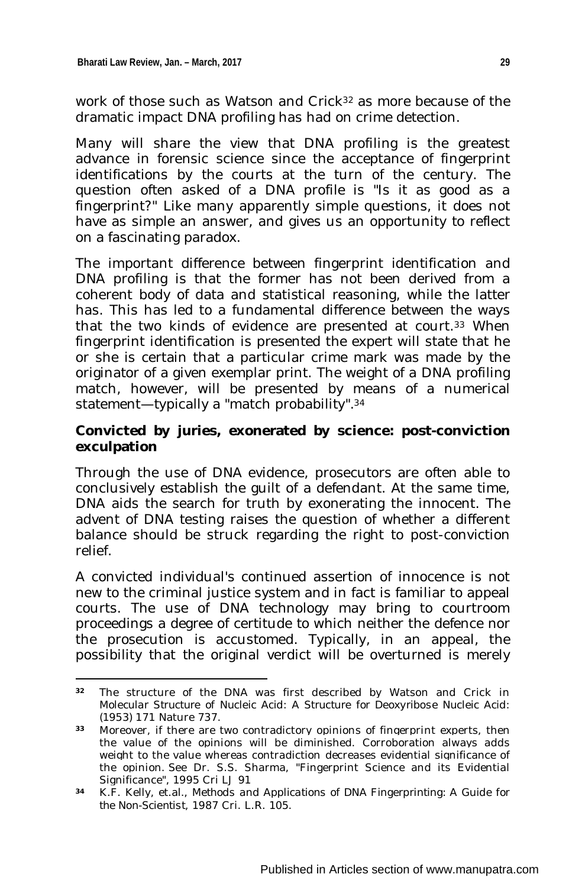work of those such as Watson and Crick[32] as more because of the dramatic impact DNA profiling has had on crime detection.

Many will share the view that DNA profiling is the greatest advance in forensic science since the acceptance of fingerprint identifications by the courts at the turn of the century. The question often asked of a DNA profile is "Is it as good as a fingerprint?" Like many apparently simple questions, it does not have as simple an answer, and gives us an opportunity to reflect on a fascinating paradox.

The important difference between fingerprint identification and DNA profiling is that the former has not been derived from a coherent body of data and statistical reasoning, while the latter has. This has led to a fundamental difference between the ways that the two kinds of evidence are presented at court.[33] When fingerprint identification is presented the expert will state that he or she is certain that a particular crime mark was made by the originator of a given exemplar print. The weight of a DNA profiling match, however, will be presented by means of a numerical statement—typically a "match probability".[34]

**Convicted by juries, exonerated by science: post-conviction exculpation**

Through the use of DNA evidence, prosecutors are often able to conclusively establish the guilt of a defendant. At the same time, DNA aids the search for truth by exonerating the innocent. The advent of DNA testing raises the question of whether a different balance should be struck regarding the right to post-conviction relief.

A convicted individual's continued assertion of innocence is not new to the criminal justice system and in fact is familiar to appeal courts. The use of DNA technology may bring to courtroom proceedings a degree of certitude to which neither the defence nor the prosecution is accustomed. Typically, in an appeal, the possibility that the original verdict will be overturned is merely

---

[32] The structure of the DNA was first described by Watson and Crick in Molecular Structure of Nucleic Acid: A Structure for Deoxyribose Nucleic Acid: (1953) 171 Nature 737.

[33] Moreover, if there are two contradictory opinions of fingerprint experts, then the value of the opinions will be diminished. Corroboration always adds weight to the value whereas contradiction decreases evidential significance of the opinion. See Dr. S.S. Sharma, "Fingerprint Science and its Evidential Significance", 1995 Cri LJ 91

[34] K.F. Kelly, et.al., Methods and Applications of DNA Fingerprinting: A Guide for the Non-Scientist, 1987 Cri. L.R. 105.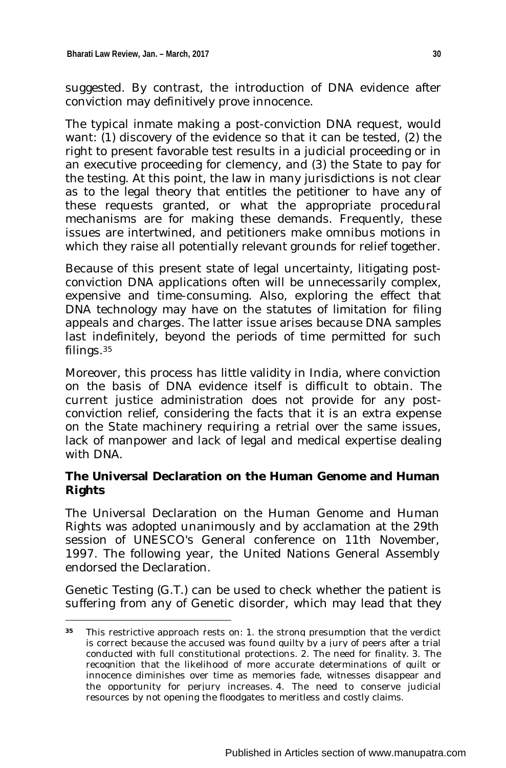suggested. By contrast, the introduction of DNA evidence after conviction may definitively prove innocence.

The typical inmate making a post-conviction DNA request, would want: (1) discovery of the evidence so that it can be tested, (2) the right to present favorable test results in a judicial proceeding or in an executive proceeding for clemency, and (3) the State to pay for the testing. At this point, the law in many jurisdictions is not clear as to the legal theory that entitles the petitioner to have any of these requests granted, or what the appropriate procedural mechanisms are for making these demands. Frequently, these issues are intertwined, and petitioners make omnibus motions in which they raise all potentially relevant grounds for relief together.

Because of this present state of legal uncertainty, litigating post-conviction DNA applications often will be unnecessarily complex, expensive and time-consuming. Also, exploring the effect that DNA technology may have on the statutes of limitation for filing appeals and charges. The latter issue arises because DNA samples last indefinitely, beyond the periods of time permitted for such filings.[35]

Moreover, this process has little validity in India, where conviction on the basis of DNA evidence itself is difficult to obtain. The current justice administration does not provide for any post-conviction relief, considering the facts that it is an extra expense on the State machinery requiring a retrial over the same issues, lack of manpower and lack of legal and medical expertise dealing with DNA.

**The Universal Declaration on the Human Genome and Human Rights**

The Universal Declaration on the Human Genome and Human Rights was adopted unanimously and by acclamation at the 29th session of UNESCO's General conference on 11th November, 1997. The following year, the United Nations General Assembly endorsed the Declaration.

Genetic Testing (G.T.) can be used to check whether the patient is suffering from any of Genetic disorder, which may lead that they

---

[35] This restrictive approach rests on: 1. the strong presumption that the verdict is correct because the accused was found guilty by a jury of peers after a trial conducted with full constitutional protections. 2. The need for finality. 3. The recognition that the likelihood of more accurate determinations of guilt or innocence diminishes over time as memories fade, witnesses disappear and the opportunity for perjury increases. 4. The need to conserve judicial resources by not opening the floodgates to meritless and costly claims.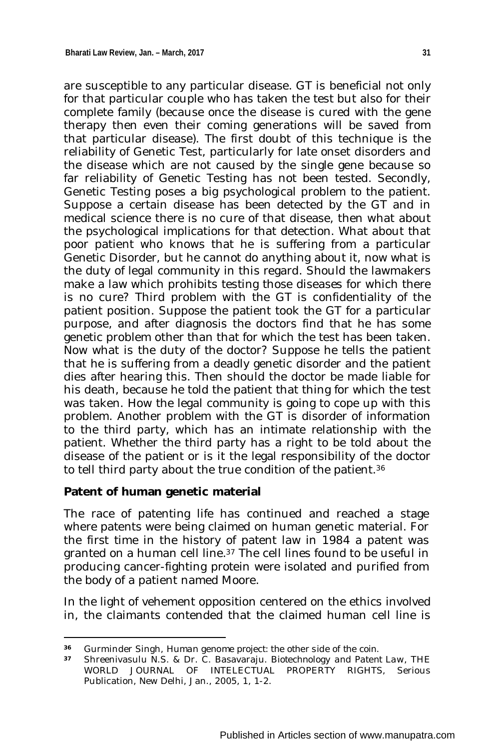are susceptible to any particular disease. GT is beneficial not only for that particular couple who has taken the test but also for their complete family (because once the disease is cured with the gene therapy then even their coming generations will be saved from that particular disease). The first doubt of this technique is the reliability of Genetic Test, particularly for late onset disorders and the disease which are not caused by the single gene because so far reliability of Genetic Testing has not been tested. Secondly, Genetic Testing poses a big psychological problem to the patient. Suppose a certain disease has been detected by the GT and in medical science there is no cure of that disease, then what about the psychological implications for that detection. What about that poor patient who knows that he is suffering from a particular Genetic Disorder, but he cannot do anything about it, now what is the duty of legal community in this regard. Should the lawmakers make a law which prohibits testing those diseases for which there is no cure? Third problem with the GT is confidentiality of the patient position. Suppose the patient took the GT for a particular purpose, and after diagnosis the doctors find that he has some genetic problem other than that for which the test has been taken. Now what is the duty of the doctor? Suppose he tells the patient that he is suffering from a deadly genetic disorder and the patient dies after hearing this. Then should the doctor be made liable for his death, because he told the patient that thing for which the test was taken. How the legal community is going to cope up with this problem. Another problem with the GT is disorder of information to the third party, which has an intimate relationship with the patient. Whether the third party has a right to be told about the disease of the patient or is it the legal responsibility of the doctor to tell third party about the true condition of the patient.[36]

**Patent of human genetic material**

The race of patenting life has continued and reached a stage where patents were being claimed on human genetic material. For the first time in the history of patent law in 1984 a patent was granted on a human cell line.[37] The cell lines found to be useful in producing cancer-fighting protein were isolated and purified from the body of a patient named Moore.

In the light of vehement opposition centered on the ethics involved in, the claimants contended that the claimed human cell line is

---

[36] Gurminder Singh, *Human genome project: the other side of the coin.*

[37] Shreenivasulu N.S. & Dr. C. Basavaraju. *Biotechnology and Patent Law*, THE WORLD JOURNAL OF INTELECTUAL PROPERTY RIGHTS, Serious Publication, New Delhi, Jan., 2005, 1, 1-2.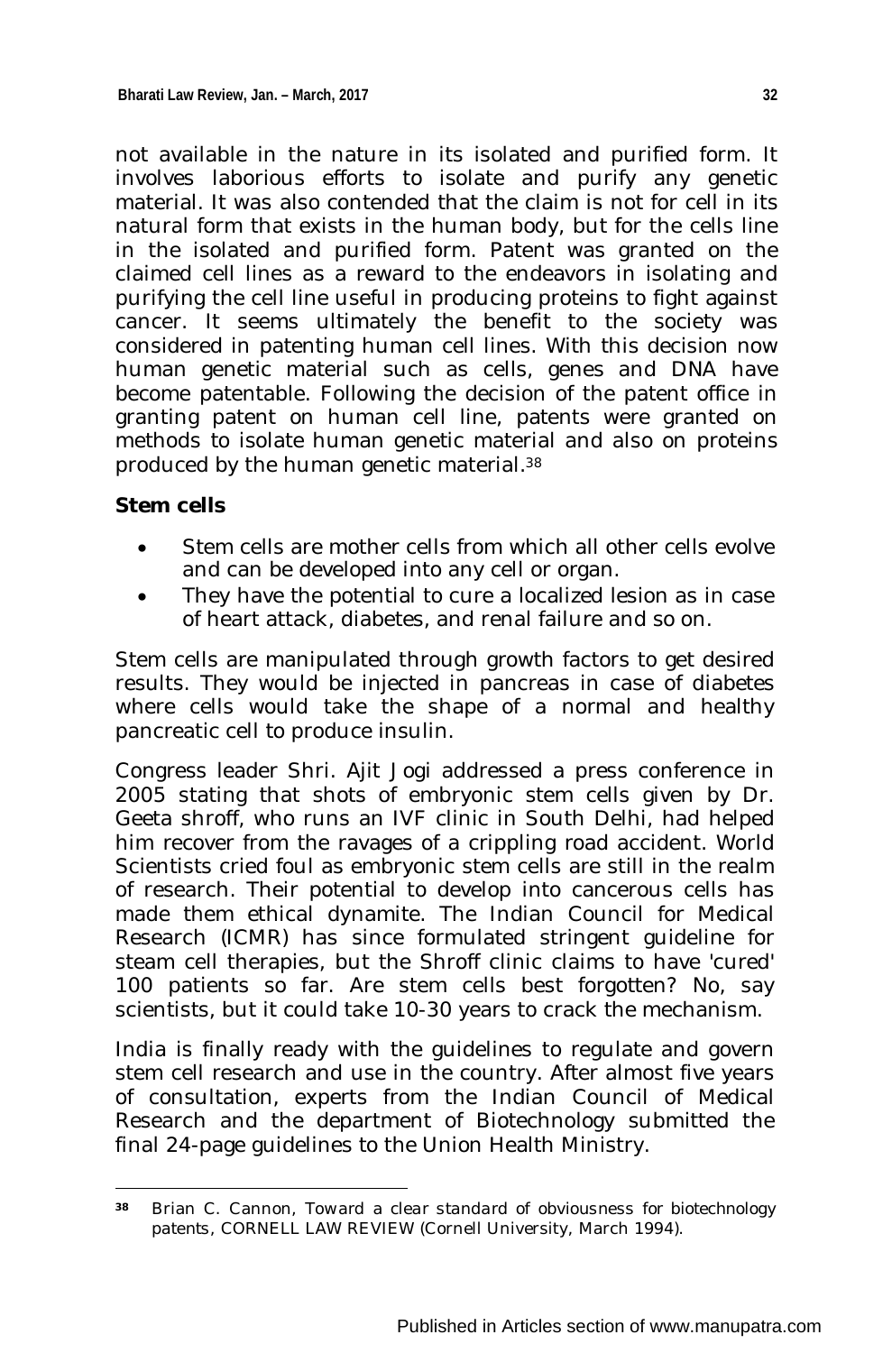not available in the nature in its isolated and purified form. It involves laborious efforts to isolate and purify any genetic material. It was also contended that the claim is not for cell in its natural form that exists in the human body, but for the cells line in the isolated and purified form. Patent was granted on the claimed cell lines as a reward to the endeavors in isolating and purifying the cell line useful in producing proteins to fight against cancer. It seems ultimately the benefit to the society was considered in patenting human cell lines. With this decision now human genetic material such as cells, genes and DNA have become patentable. Following the decision of the patent office in granting patent on human cell line, patents were granted on methods to isolate human genetic material and also on proteins produced by the human genetic material.[38]

**Stem cells**

- Stem cells are mother cells from which all other cells evolve and can be developed into any cell or organ.
- They have the potential to cure a localized lesion as in case of heart attack, diabetes, and renal failure and so on.

Stem cells are manipulated through growth factors to get desired results. They would be injected in pancreas in case of diabetes where cells would take the shape of a normal and healthy pancreatic cell to produce insulin.

Congress leader Shri. Ajit Jogi addressed a press conference in 2005 stating that shots of embryonic stem cells given by Dr. Geeta shroff, who runs an IVF clinic in South Delhi, had helped him recover from the ravages of a crippling road accident. World Scientists cried foul as embryonic stem cells are still in the realm of research. Their potential to develop into cancerous cells has made them ethical dynamite. The Indian Council for Medical Research (ICMR) has since formulated stringent guideline for steam cell therapies, but the Shroff clinic claims to have 'cured' 100 patients so far. Are stem cells best forgotten? No, say scientists, but it could take 10-30 years to crack the mechanism.

India is finally ready with the guidelines to regulate and govern stem cell research and use in the country. After almost five years of consultation, experts from the Indian Council of Medical Research and the department of Biotechnology submitted the final 24-page guidelines to the Union Health Ministry.

---

[38] Brian C. Cannon, Toward a clear standard of obviousness for biotechnology patents, CORNELL LAW REVIEW (Cornell University, March 1994).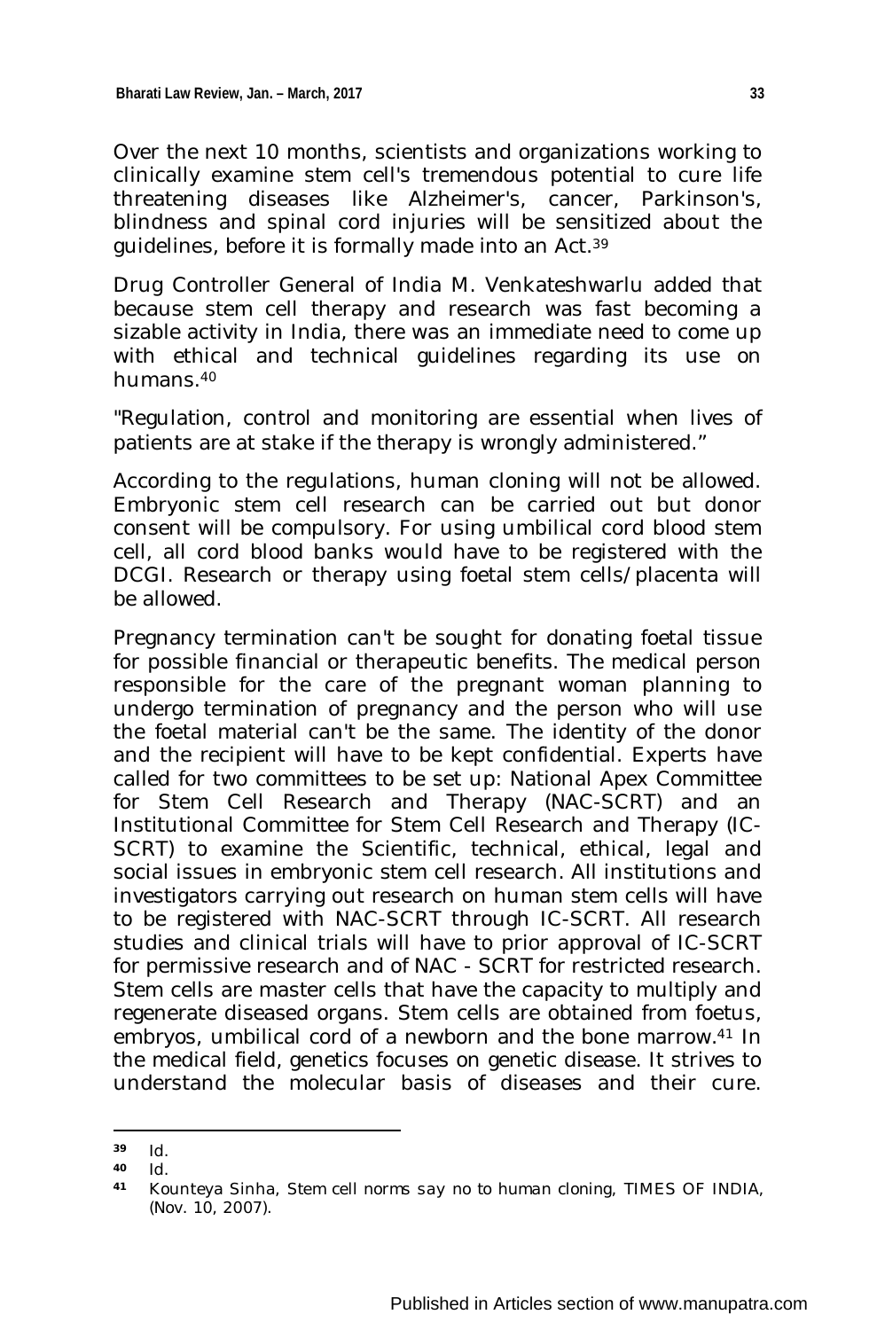Over the next 10 months, scientists and organizations working to clinically examine stem cell's tremendous potential to cure life threatening diseases like Alzheimer's, cancer, Parkinson's, blindness and spinal cord injuries will be sensitized about the guidelines, before it is formally made into an Act.[39]

Drug Controller General of India M. Venkateshwarlu added that because stem cell therapy and research was fast becoming a sizable activity in India, there was an immediate need to come up with ethical and technical guidelines regarding its use on humans.[40]

"Regulation, control and monitoring are essential when lives of patients are at stake if the therapy is wrongly administered."

According to the regulations, human cloning will not be allowed. Embryonic stem cell research can be carried out but donor consent will be compulsory. For using umbilical cord blood stem cell, all cord blood banks would have to be registered with the DCGI. Research or therapy using foetal stem cells/placenta will be allowed.

Pregnancy termination can't be sought for donating foetal tissue for possible financial or therapeutic benefits. The medical person responsible for the care of the pregnant woman planning to undergo termination of pregnancy and the person who will use the foetal material can't be the same. The identity of the donor and the recipient will have to be kept confidential. Experts have called for two committees to be set up: National Apex Committee for Stem Cell Research and Therapy (NAC-SCRT) and an Institutional Committee for Stem Cell Research and Therapy (IC-SCRT) to examine the Scientific, technical, ethical, legal and social issues in embryonic stem cell research. All institutions and investigators carrying out research on human stem cells will have to be registered with NAC-SCRT through IC-SCRT. All research studies and clinical trials will have to prior approval of IC-SCRT for permissive research and of NAC - SCRT for restricted research. Stem cells are master cells that have the capacity to multiply and regenerate diseased organs. Stem cells are obtained from foetus, embryos, umbilical cord of a newborn and the bone marrow.[41] In the medical field, genetics focuses on genetic disease. It strives to understand the molecular basis of diseases and their cure.

---

[39] Id.

[40] Id.

[41] Kounteya Sinha, *Stem cell norms say no to human cloning*, TIMES OF INDIA, (Nov. 10, 2007).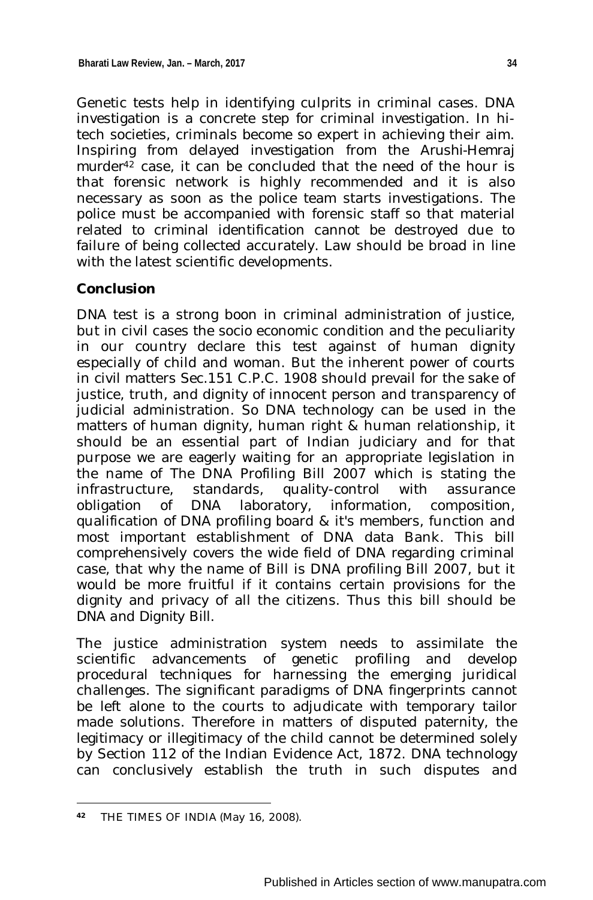Genetic tests help in identifying culprits in criminal cases. DNA investigation is a concrete step for criminal investigation. In hi-tech societies, criminals become so expert in achieving their aim. Inspiring from delayed investigation from the Arushi-Hemraj murder[42] case, it can be concluded that the need of the hour is that forensic network is highly recommended and it is also necessary as soon as the police team starts investigations. The police must be accompanied with forensic staff so that material related to criminal identification cannot be destroyed due to failure of being collected accurately. Law should be broad in line with the latest scientific developments.

## Conclusion

DNA test is a strong boon in criminal administration of justice, but in civil cases the socio economic condition and the peculiarity in our country declare this test against of human dignity especially of child and woman. But the inherent power of courts in civil matters Sec.151 C.P.C. 1908 should prevail for the sake of justice, truth, and dignity of innocent person and transparency of judicial administration. So DNA technology can be used in the matters of human dignity, human right & human relationship, it should be an essential part of Indian judiciary and for that purpose we are eagerly waiting for an appropriate legislation in the name of The DNA Profiling Bill 2007 which is stating the infrastructure, standards, quality-control with assurance obligation of DNA laboratory, information, composition, qualification of DNA profiling board & it's members, function and most important establishment of DNA data Bank. This bill comprehensively covers the wide field of DNA regarding criminal case, that why the name of Bill is DNA profiling Bill 2007, but it would be more fruitful if it contains certain provisions for the dignity and privacy of all the citizens. Thus this bill should be DNA and Dignity Bill.

The justice administration system needs to assimilate the scientific advancements of genetic profiling and develop procedural techniques for harnessing the emerging juridical challenges. The significant paradigms of DNA fingerprints cannot be left alone to the courts to adjudicate with temporary tailor made solutions. Therefore in matters of disputed paternity, the legitimacy or illegitimacy of the child cannot be determined solely by Section 112 of the Indian Evidence Act, 1872. DNA technology can conclusively establish the truth in such disputes and

---

[42] THE TIMES OF INDIA (May 16, 2008).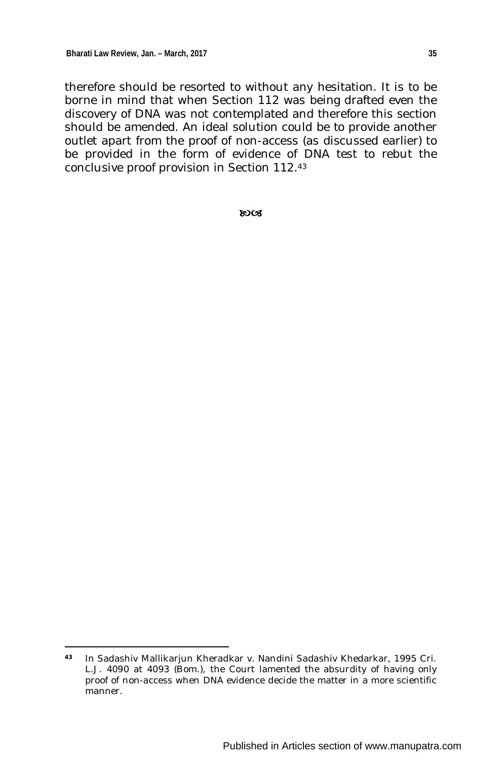therefore should be resorted to without any hesitation. It is to be borne in mind that when Section 112 was being drafted even the discovery of DNA was not contemplated and therefore this section should be amended. An ideal solution could be to provide another outlet apart from the proof of non-access (as discussed earlier) to be provided in the form of evidence of DNA test to rebut the conclusive proof provision in Section 112.[43]

ജ്ജ

---

[43] In Sadashiv Mallikarjun Kheradkar v. Nandini Sadashiv Khedarkar, 1995 Cri. L.J. 4090 at 4093 (Bom.), the Court lamented the absurdity of having only proof of non-access when DNA evidence decide the matter in a more scientific manner.